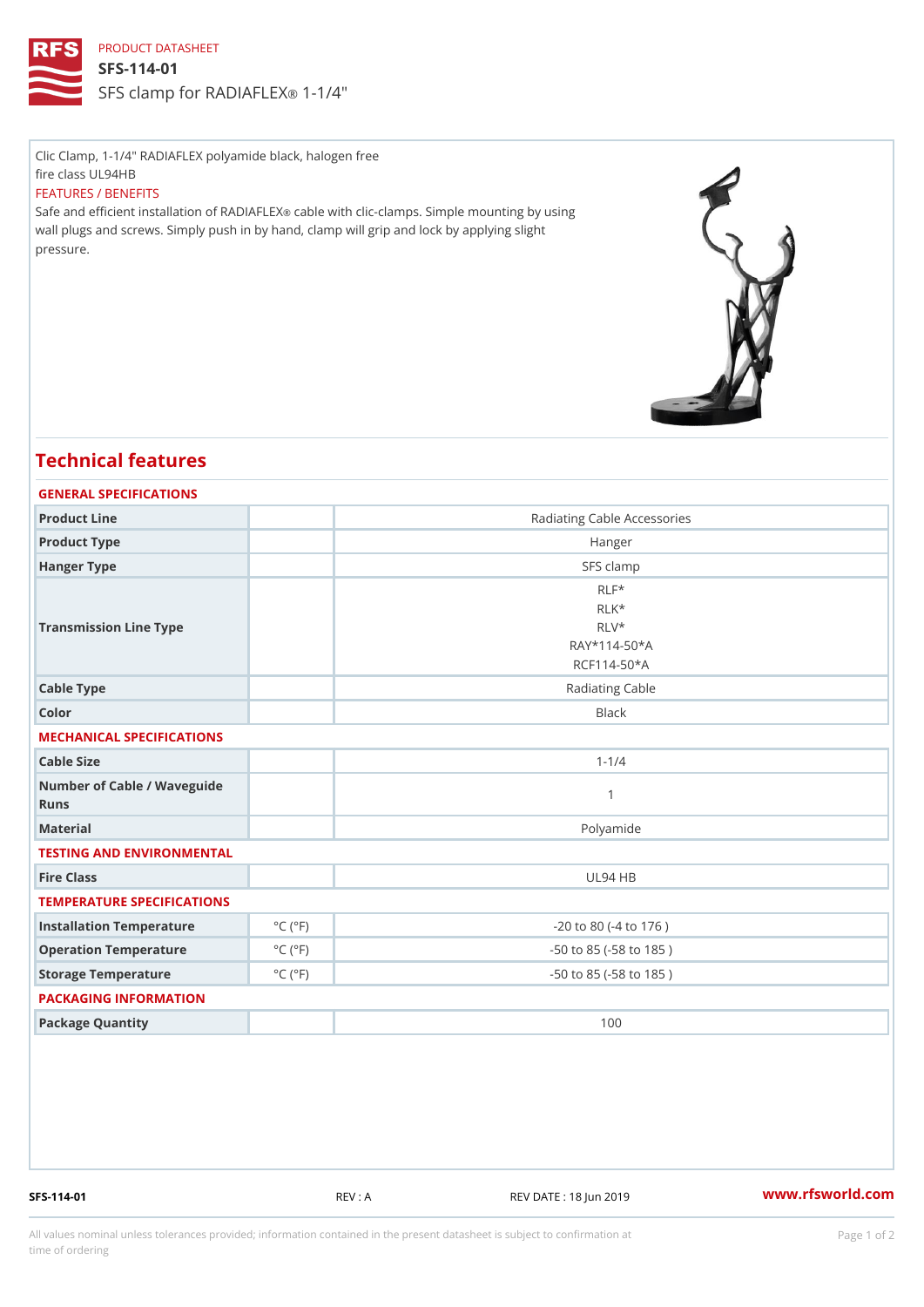PRODUCT DATASHEET

# SFS-114-01

SFS clamp for RADIAFLEX® 1-1/4"

Clic Clamp, 1-1/4" RADIAFLEX polyamide black, halogen free
fire class UL94HB

FEATURES / BENEFITS

Safe and efficient installation of RADIAFLEX® cable with clic-clamps. Simple mounting by using wall plugs and screws. Simply push in by hand, clamp will grip and lock by applying slight pressure.

## Technical features

### GENERAL SPECIFICATIONS

| | | |
|---|---|---|
| Product Line | | Radiating Cable Accessories |
| Product Type | | Hanger |
| Hanger Type | | SFS clamp |
| Transmission Line Type | | RLF*<br>RLK*<br>RLV*<br>RAY*114-50*A<br>RCF114-50*A |
| Cable Type | | Radiating Cable |
| Color | | Black |

### MECHANICAL SPECIFICATIONS

| | | |
|---|---|---|
| Cable Size | | 1-1/4 |
| Number of Cable / Waveguide Runs | | 1 |
| Material | | Polyamide |

### TESTING AND ENVIRONMENTAL

| | | |
|---|---|---|
| Fire Class | | UL94 HB |

### TEMPERATURE SPECIFICATIONS

| | | |
|---|---|---|
| Installation Temperature | °C (°F) | -20 to 80 (-4 to 176 ) |
| Operation Temperature | °C (°F) | -50 to 85 (-58 to 185 ) |
| Storage Temperature | °C (°F) | -50 to 85 (-58 to 185 ) |

### PACKAGING INFORMATION

| | | |
|---|---|---|
| Package Quantity | | 100 |

SFS-114-01 REV : A REV DATE : 18 Jun 2019 www.rfsworld.com

All values nominal unless tolerances provided; information contained in the present datasheet is subject to confirmation at time of ordering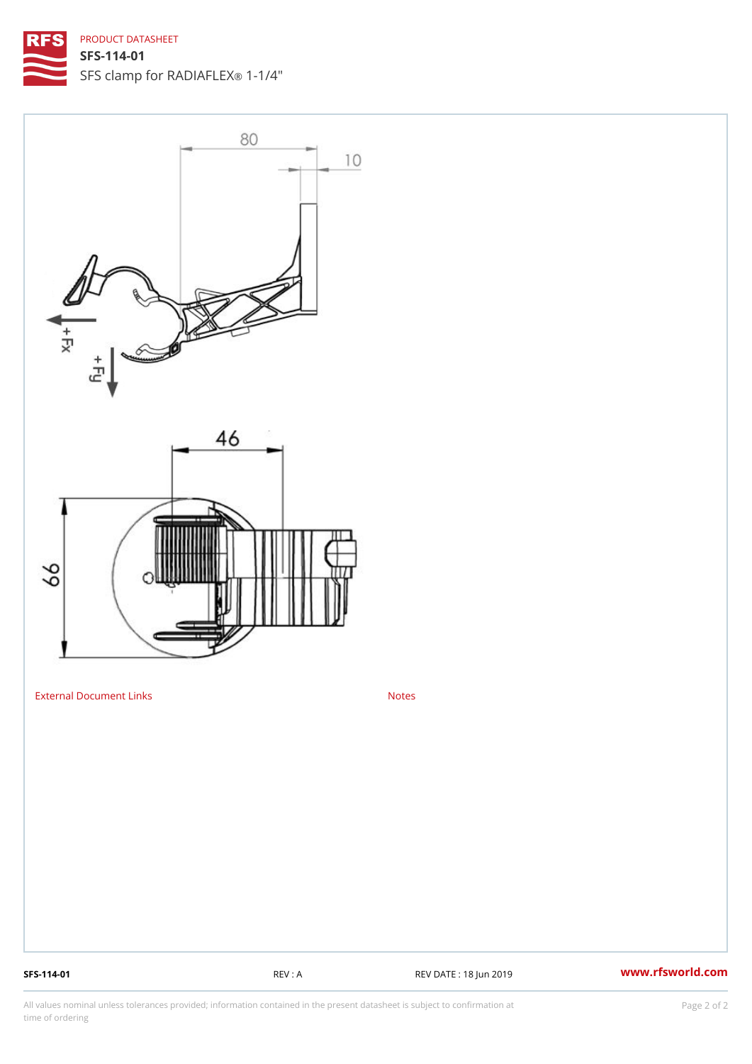PRODUCT DATASHEET

**SFS-114-01**

SFS clamp for RADIAFLEX® 1-1/4"

80

10

+Fx

+Fy

46

66

External Document Links

Notes

SFS-114-01 REV : A REV DATE : 18 Jun 2019 www.rfsworld.com

All values nominal unless tolerances provided; information contained in the present datasheet is subject to confirmation at time of ordering